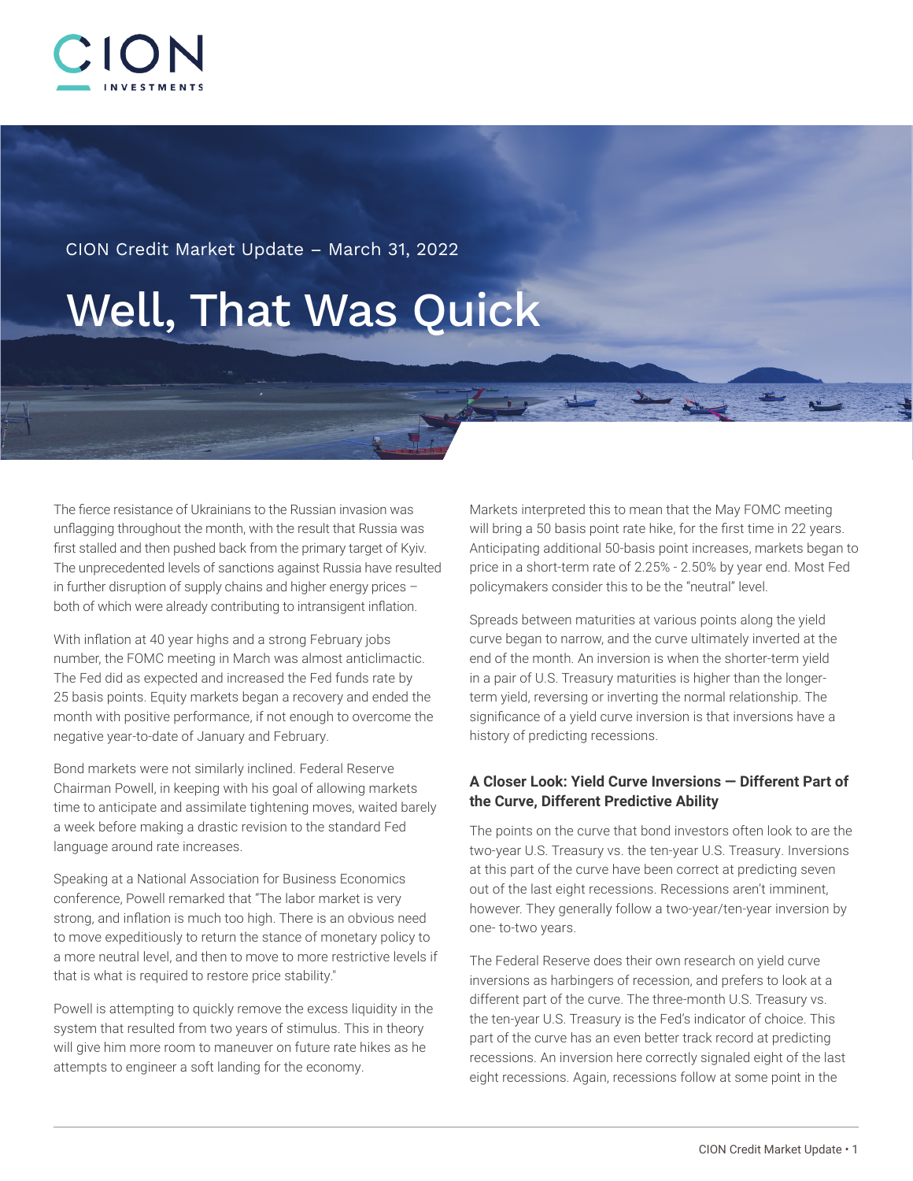CION Credit Market Update – March 31, 2022

# Well, That Was Quick

The fierce resistance of Ukrainians to the Russian invasion was unflagging throughout the month, with the result that Russia was first stalled and then pushed back from the primary target of Kyiv. The unprecedented levels of sanctions against Russia have resulted in further disruption of supply chains and higher energy prices – both of which were already contributing to intransigent inflation.

With inflation at 40 year highs and a strong February jobs number, the FOMC meeting in March was almost anticlimactic. The Fed did as expected and increased the Fed funds rate by 25 basis points. Equity markets began a recovery and ended the month with positive performance, if not enough to overcome the negative year-to-date of January and February.

Bond markets were not similarly inclined. Federal Reserve Chairman Powell, in keeping with his goal of allowing markets time to anticipate and assimilate tightening moves, waited barely a week before making a drastic revision to the standard Fed language around rate increases.

Speaking at a National Association for Business Economics conference, Powell remarked that "The labor market is very strong, and inflation is much too high. There is an obvious need to move expeditiously to return the stance of monetary policy to a more neutral level, and then to move to more restrictive levels if that is what is required to restore price stability."

Powell is attempting to quickly remove the excess liquidity in the system that resulted from two years of stimulus. This in theory will give him more room to maneuver on future rate hikes as he attempts to engineer a soft landing for the economy.

Markets interpreted this to mean that the May FOMC meeting will bring a 50 basis point rate hike, for the first time in 22 years. Anticipating additional 50-basis point increases, markets began to price in a short-term rate of 2.25% - 2.50% by year end. Most Fed policymakers consider this to be the "neutral" level.

Spreads between maturities at various points along the yield curve began to narrow, and the curve ultimately inverted at the end of the month. An inversion is when the shorter-term yield in a pair of U.S. Treasury maturities is higher than the longer-term yield, reversing or inverting the normal relationship. The significance of a yield curve inversion is that inversions have a history of predicting recessions.

### A Closer Look: Yield Curve Inversions — Different Part of the Curve, Different Predictive Ability

The points on the curve that bond investors often look to are the two-year U.S. Treasury vs. the ten-year U.S. Treasury. Inversions at this part of the curve have been correct at predicting seven out of the last eight recessions. Recessions aren't imminent, however. They generally follow a two-year/ten-year inversion by one- to-two years.

The Federal Reserve does their own research on yield curve inversions as harbingers of recession, and prefers to look at a different part of the curve. The three-month U.S. Treasury vs. the ten-year U.S. Treasury is the Fed's indicator of choice. This part of the curve has an even better track record at predicting recessions. An inversion here correctly signaled eight of the last eight recessions. Again, recessions follow at some point in the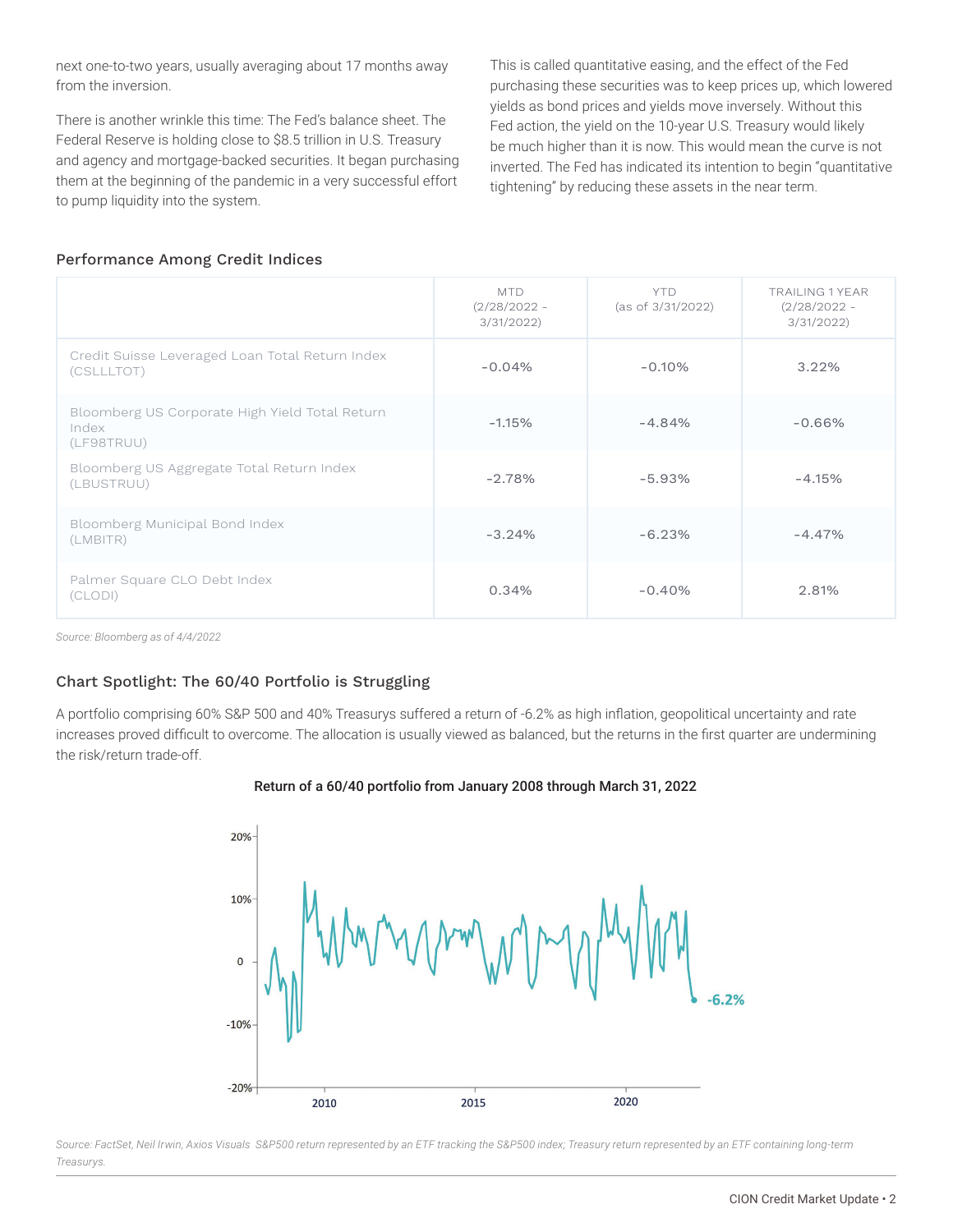next one-to-two years, usually averaging about 17 months away from the inversion.

There is another wrinkle this time: The Fed's balance sheet. The Federal Reserve is holding close to $8.5 trillion in U.S. Treasury and agency and mortgage-backed securities. It began purchasing them at the beginning of the pandemic in a very successful effort to pump liquidity into the system.

This is called quantitative easing, and the effect of the Fed purchasing these securities was to keep prices up, which lowered yields as bond prices and yields move inversely. Without this Fed action, the yield on the 10-year U.S. Treasury would likely be much higher than it is now. This would mean the curve is not inverted. The Fed has indicated its intention to begin "quantitative tightening" by reducing these assets in the near term.

### Performance Among Credit Indices

| | MTD (2/28/2022 - 3/31/2022) | YTD (as of 3/31/2022) | TRAILING 1 YEAR (2/28/2022 - 3/31/2022) |
|---|---|---|---|
| Credit Suisse Leveraged Loan Total Return Index (CSLLLTOT) | -0.04% | -0.10% | 3.22% |
| Bloomberg US Corporate High Yield Total Return Index (LF98TRUU) | -1.15% | -4.84% | -0.66% |
| Bloomberg US Aggregate Total Return Index (LBUSTRUU) | -2.78% | -5.93% | -4.15% |
| Bloomberg Municipal Bond Index (LMBITR) | -3.24% | -6.23% | -4.47% |
| Palmer Square CLO Debt Index (CLODI) | 0.34% | -0.40% | 2.81% |

*Source: Bloomberg as of 4/4/2022*

### Chart Spotlight: The 60/40 Portfolio is Struggling

A portfolio comprising 60% S&P 500 and 40% Treasurys suffered a return of -6.2% as high inflation, geopolitical uncertainty and rate increases proved difficult to overcome. The allocation is usually viewed as balanced, but the returns in the first quarter are undermining the risk/return trade-off.

**Return of a 60/40 portfolio from January 2008 through March 31, 2022**

*Source: FactSet, Neil Irwin, Axios Visuals S&P500 return represented by an ETF tracking the S&P500 index; Treasury return represented by an ETF containing long-term Treasurys.*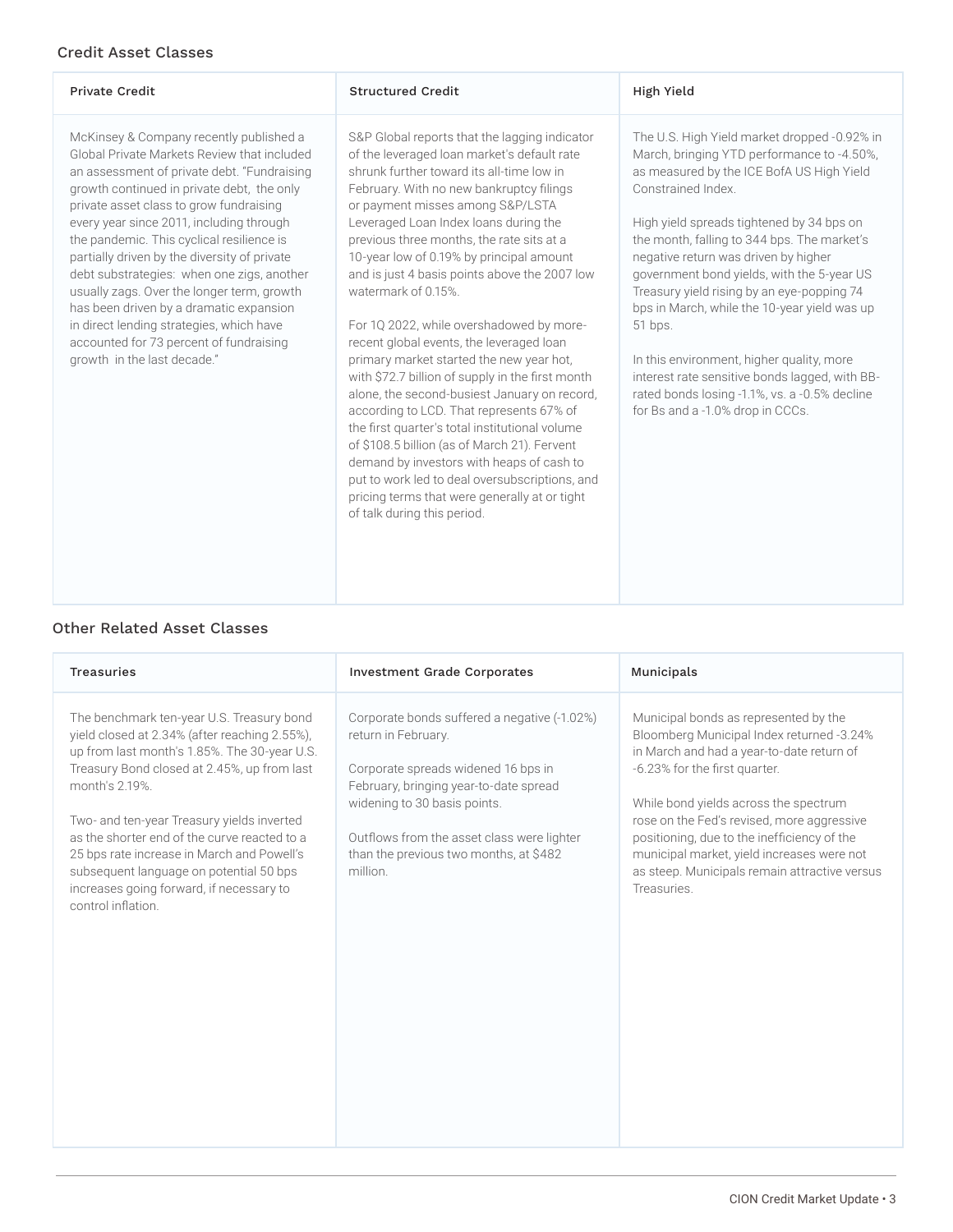## Credit Asset Classes

### Private Credit

McKinsey & Company recently published a Global Private Markets Review that included an assessment of private debt. "Fundraising growth continued in private debt, the only private asset class to grow fundraising every year since 2011, including through the pandemic. This cyclical resilience is partially driven by the diversity of private debt substrategies: when one zigs, another usually zags. Over the longer term, growth has been driven by a dramatic expansion in direct lending strategies, which have accounted for 73 percent of fundraising growth in the last decade."

### Structured Credit

S&P Global reports that the lagging indicator of the leveraged loan market's default rate shrunk further toward its all-time low in February. With no new bankruptcy filings or payment misses among S&P/LSTA Leveraged Loan Index loans during the previous three months, the rate sits at a 10-year low of 0.19% by principal amount and is just 4 basis points above the 2007 low watermark of 0.15%.

For 1Q 2022, while overshadowed by more-recent global events, the leveraged loan primary market started the new year hot, with $72.7 billion of supply in the first month alone, the second-busiest January on record, according to LCD. That represents 67% of the first quarter's total institutional volume of $108.5 billion (as of March 21). Fervent demand by investors with heaps of cash to put to work led to deal oversubscriptions, and pricing terms that were generally at or tight of talk during this period.

### High Yield

The U.S. High Yield market dropped -0.92% in March, bringing YTD performance to -4.50%, as measured by the ICE BofA US High Yield Constrained Index.

High yield spreads tightened by 34 bps on the month, falling to 344 bps. The market's negative return was driven by higher government bond yields, with the 5-year US Treasury yield rising by an eye-popping 74 bps in March, while the 10-year yield was up 51 bps.

In this environment, higher quality, more interest rate sensitive bonds lagged, with BB-rated bonds losing -1.1%, vs. a -0.5% decline for Bs and a -1.0% drop in CCCs.

## Other Related Asset Classes

### Treasuries

The benchmark ten-year U.S. Treasury bond yield closed at 2.34% (after reaching 2.55%), up from last month's 1.85%. The 30-year U.S. Treasury Bond closed at 2.45%, up from last month's 2.19%.

Two- and ten-year Treasury yields inverted as the shorter end of the curve reacted to a 25 bps rate increase in March and Powell's subsequent language on potential 50 bps increases going forward, if necessary to control inflation.

### Investment Grade Corporates

Corporate bonds suffered a negative (-1.02%) return in February.

Corporate spreads widened 16 bps in February, bringing year-to-date spread widening to 30 basis points.

Outflows from the asset class were lighter than the previous two months, at $482 million.

### Municipals

Municipal bonds as represented by the Bloomberg Municipal Index returned -3.24% in March and had a year-to-date return of -6.23% for the first quarter.

While bond yields across the spectrum rose on the Fed's revised, more aggressive positioning, due to the inefficiency of the municipal market, yield increases were not as steep. Municipals remain attractive versus Treasuries.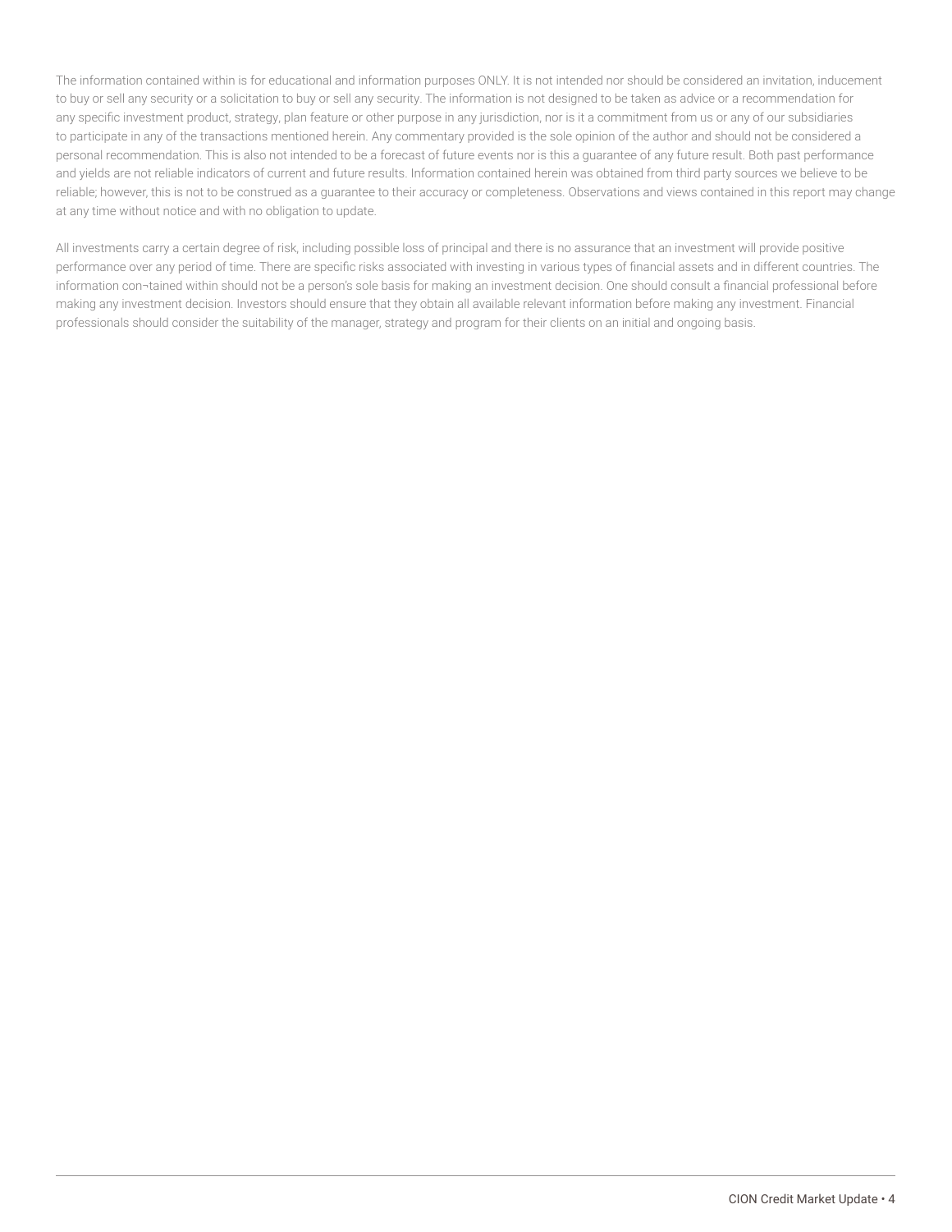The information contained within is for educational and information purposes ONLY. It is not intended nor should be considered an invitation, inducement to buy or sell any security or a solicitation to buy or sell any security. The information is not designed to be taken as advice or a recommendation for any specific investment product, strategy, plan feature or other purpose in any jurisdiction, nor is it a commitment from us or any of our subsidiaries to participate in any of the transactions mentioned herein. Any commentary provided is the sole opinion of the author and should not be considered a personal recommendation. This is also not intended to be a forecast of future events nor is this a guarantee of any future result. Both past performance and yields are not reliable indicators of current and future results. Information contained herein was obtained from third party sources we believe to be reliable; however, this is not to be construed as a guarantee to their accuracy or completeness. Observations and views contained in this report may change at any time without notice and with no obligation to update.

All investments carry a certain degree of risk, including possible loss of principal and there is no assurance that an investment will provide positive performance over any period of time. There are specific risks associated with investing in various types of financial assets and in different countries. The information con¬tained within should not be a person's sole basis for making an investment decision. One should consult a financial professional before making any investment decision. Investors should ensure that they obtain all available relevant information before making any investment. Financial professionals should consider the suitability of the manager, strategy and program for their clients on an initial and ongoing basis.